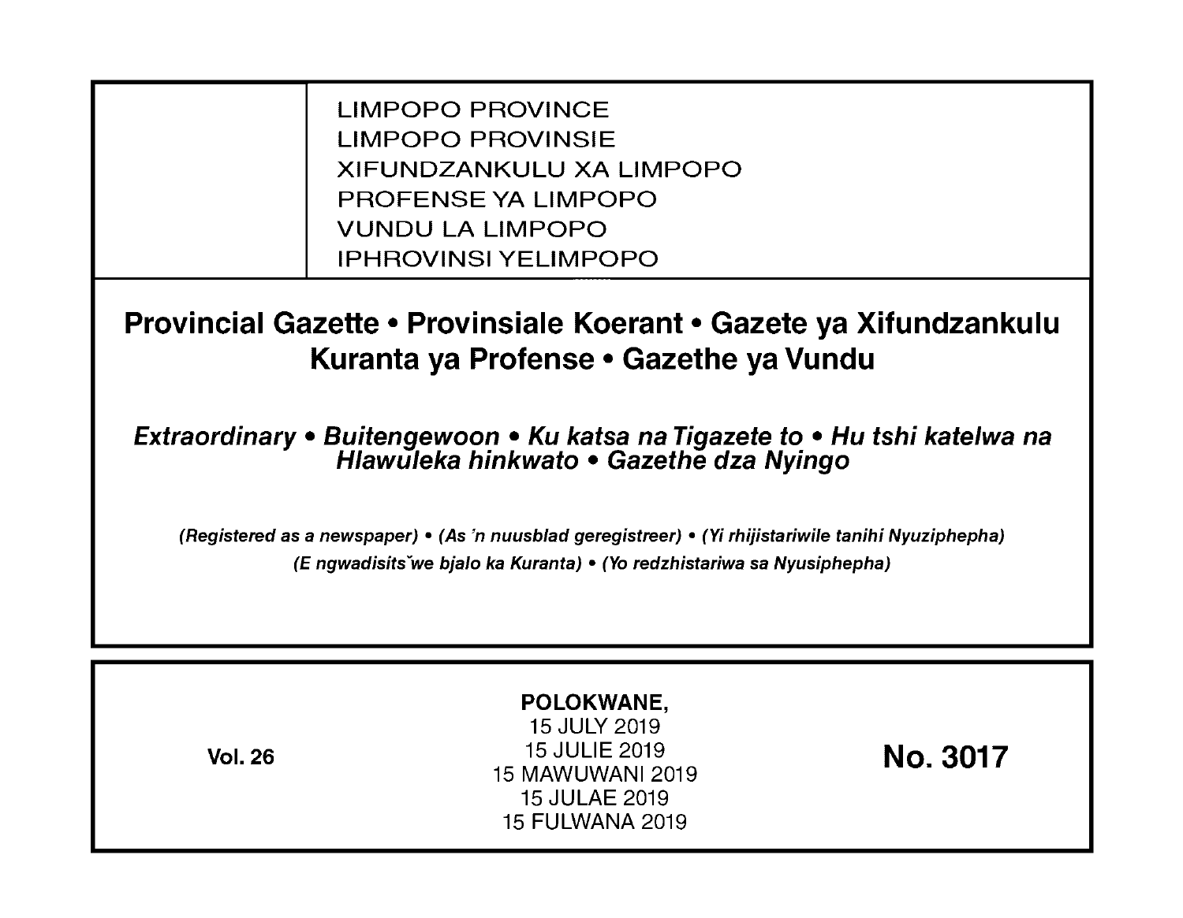LIMPOPO PROVINCE
LIMPOPO PROVINSIE
XIFUNDZANKULU XA LIMPOPO
PROFENSE YA LIMPOPO
VUNDU LA LIMPOPO
IPHROVINSI YELIMPOPO

# Provincial Gazette • Provinsiale Koerant • Gazete ya Xifundzankulu Kuranta ya Profense • Gazethe ya Vundu

***Extraordinary • Buitengewoon • Ku katsa na Tigazete to • Hu tshi katelwa na Hlawuleka hinkwato • Gazethe dza Nyingo***

***(Registered as a newspaper) • (As 'n nuusblad geregistreer) • (Yi rhijistariwile tanihi Nyuziphepha) (E ngwadisitšwe bjalo ka Kuranta) • (Yo redzhistariwa sa Nyusiphepha)***

**Vol. 26**

**POLOKWANE,**
15 JULY 2019
15 JULIE 2019
15 MAWUWANI 2019
15 JULAE 2019
15 FULWANA 2019

**No. 3017**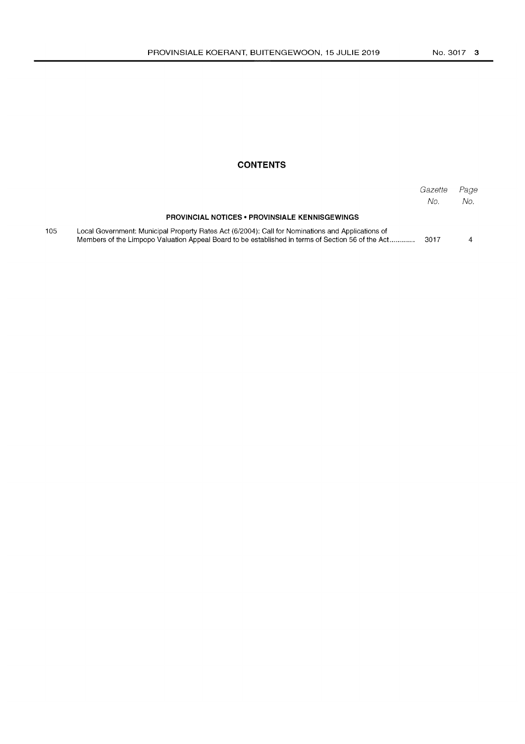## CONTENTS

| | | *Gazette No.* | *Page No.* |
|---|---|---|---|
| | **PROVINCIAL NOTICES • PROVINSIALE KENNISGEWINGS** | | |
| 105 | Local Government: Municipal Property Rates Act (6/2004): Call for Nominations and Applications of Members of the Limpopo Valuation Appeal Board to be established in terms of Section 56 of the Act............ | 3017 | 4 |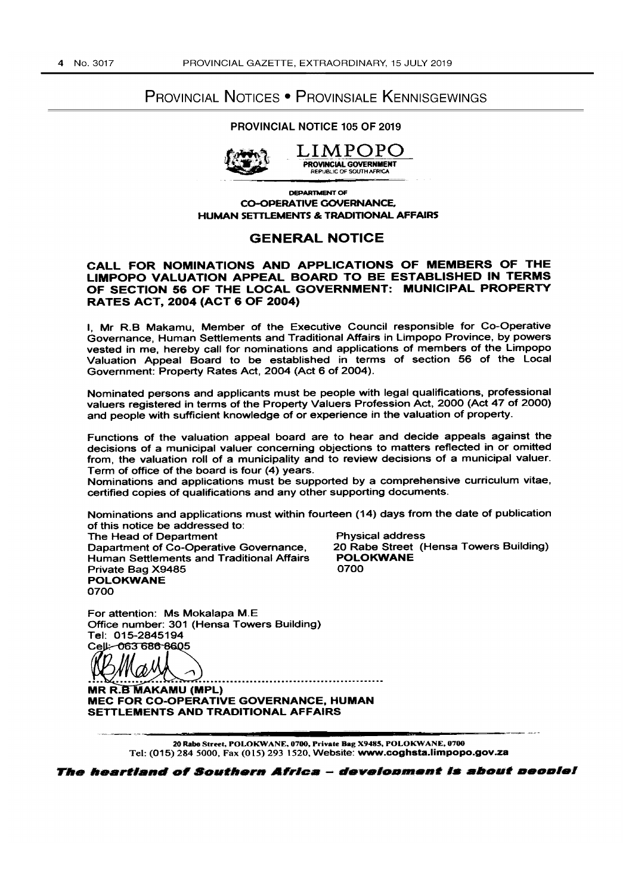# PROVINCIAL NOTICES • PROVINSIALE KENNISGEWINGS

## PROVINCIAL NOTICE 105 OF 2019

LIMPOPO
**PROVINCIAL GOVERNMENT**
REPUBLIC OF SOUTH AFRICA

DEPARTMENT OF
**CO-OPERATIVE GOVERNANCE, HUMAN SETTLEMENTS & TRADITIONAL AFFAIRS**

## GENERAL NOTICE

### CALL FOR NOMINATIONS AND APPLICATIONS OF MEMBERS OF THE LIMPOPO VALUATION APPEAL BOARD TO BE ESTABLISHED IN TERMS OF SECTION 56 OF THE LOCAL GOVERNMENT: MUNICIPAL PROPERTY RATES ACT, 2004 (ACT 6 OF 2004)

I, Mr R.B Makamu, Member of the Executive Council responsible for Co-Operative Governance, Human Settlements and Traditional Affairs in Limpopo Province, by powers vested in me, hereby call for nominations and applications of members of the Limpopo Valuation Appeal Board to be established in terms of section 56 of the Local Government: Property Rates Act, 2004 (Act 6 of 2004).

Nominated persons and applicants must be people with legal qualifications, professional valuers registered in terms of the Property Valuers Profession Act, 2000 (Act 47 of 2000) and people with sufficient knowledge of or experience in the valuation of property.

Functions of the valuation appeal board are to hear and decide appeals against the decisions of a municipal valuer concerning objections to matters reflected in or omitted from, the valuation roll of a municipality and to review decisions of a municipal valuer. Term of office of the board is four (4) years.

Nominations and applications must be supported by a comprehensive curriculum vitae, certified copies of qualifications and any other supporting documents.

Nominations and applications must within fourteen (14) days from the date of publication of this notice be addressed to:

The Head of Department
Dapartment of Co-Operative Governance, Human Settlements and Traditional Affairs
Private Bag X9485
**POLOKWANE**
0700

Physical address
20 Rabe Street (Hensa Towers Building)
**POLOKWANE**
0700

For attention: Ms Mokalapa M.E
Office number: 301 (Hensa Towers Building)
Tel: 015-2845194
Cell: 063 686 8605

**MR R.B MAKAMU (MPL)**
**MEC FOR CO-OPERATIVE GOVERNANCE, HUMAN SETTLEMENTS AND TRADITIONAL AFFAIRS**

20 Rabe Street, POLOKWANE, 0700, Private Bag X9485, POLOKWANE, 0700
Tel: (015) 284 5000, Fax (015) 293 1520, Website: **www.coghsta.limpopo.gov.za**

***The heartland of Southern Africa – development is about people!***